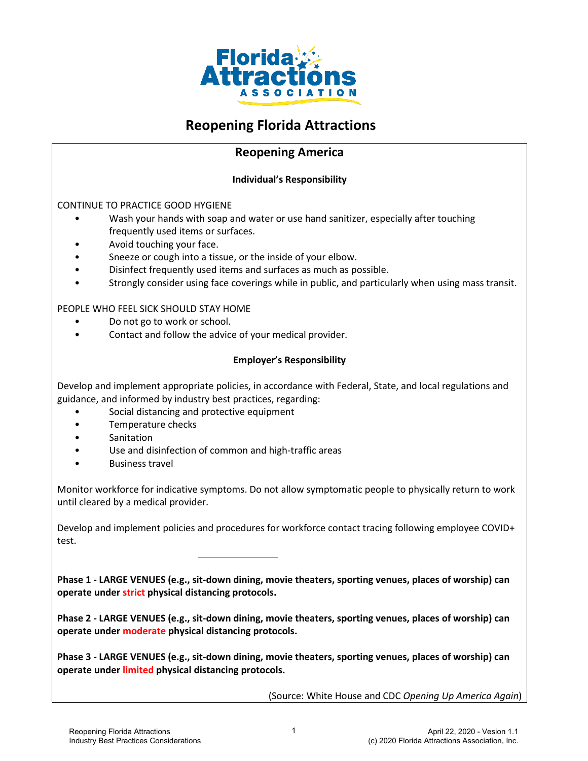# Reopening Florida Attractions

## Reopening America

### Individual's Responsibility

CONTINUE TO PRACTICE GOOD HYGIENE

- Wash your hands with soap and water or use hand sanitizer, especially after touching frequently used items or surfaces.
- Avoid touching your face.
- Sneeze or cough into a tissue, or the inside of your elbow.
- Disinfect frequently used items and surfaces as much as possible.
- Strongly consider using face coverings while in public, and particularly when using mass transit.

PEOPLE WHO FEEL SICK SHOULD STAY HOME

- Do not go to work or school.
- Contact and follow the advice of your medical provider.

### Employer's Responsibility

Develop and implement appropriate policies, in accordance with Federal, State, and local regulations and guidance, and informed by industry best practices, regarding:

- Social distancing and protective equipment
- Temperature checks
- Sanitation
- Use and disinfection of common and high-traffic areas
- Business travel

Monitor workforce for indicative symptoms. Do not allow symptomatic people to physically return to work until cleared by a medical provider.

Develop and implement policies and procedures for workforce contact tracing following employee COVID+ test.

---

**Phase 1 - LARGE VENUES (e.g., sit-down dining, movie theaters, sporting venues, places of worship) can operate under strict physical distancing protocols.**

**Phase 2 - LARGE VENUES (e.g., sit-down dining, movie theaters, sporting venues, places of worship) can operate under moderate physical distancing protocols.**

**Phase 3 - LARGE VENUES (e.g., sit-down dining, movie theaters, sporting venues, places of worship) can operate under limited physical distancing protocols.**

(Source: White House and CDC *Opening Up America Again*)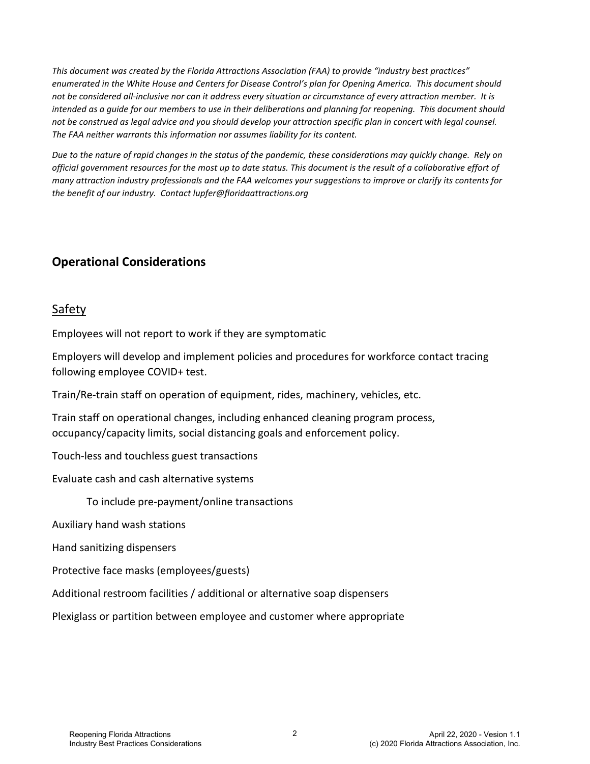*This document was created by the Florida Attractions Association (FAA) to provide "industry best practices" enumerated in the White House and Centers for Disease Control's plan for Opening America. This document should not be considered all-inclusive nor can it address every situation or circumstance of every attraction member. It is intended as a guide for our members to use in their deliberations and planning for reopening. This document should not be construed as legal advice and you should develop your attraction specific plan in concert with legal counsel. The FAA neither warrants this information nor assumes liability for its content.*

*Due to the nature of rapid changes in the status of the pandemic, these considerations may quickly change. Rely on official government resources for the most up to date status. This document is the result of a collaborative effort of many attraction industry professionals and the FAA welcomes your suggestions to improve or clarify its contents for the benefit of our industry. Contact lupfer@floridaattractions.org*

## Operational Considerations

### Safety

Employees will not report to work if they are symptomatic

Employers will develop and implement policies and procedures for workforce contact tracing following employee COVID+ test.

Train/Re-train staff on operation of equipment, rides, machinery, vehicles, etc.

Train staff on operational changes, including enhanced cleaning program process, occupancy/capacity limits, social distancing goals and enforcement policy.

Touch-less and touchless guest transactions

Evaluate cash and cash alternative systems

- To include pre-payment/online transactions

Auxiliary hand wash stations

Hand sanitizing dispensers

Protective face masks (employees/guests)

Additional restroom facilities / additional or alternative soap dispensers

Plexiglass or partition between employee and customer where appropriate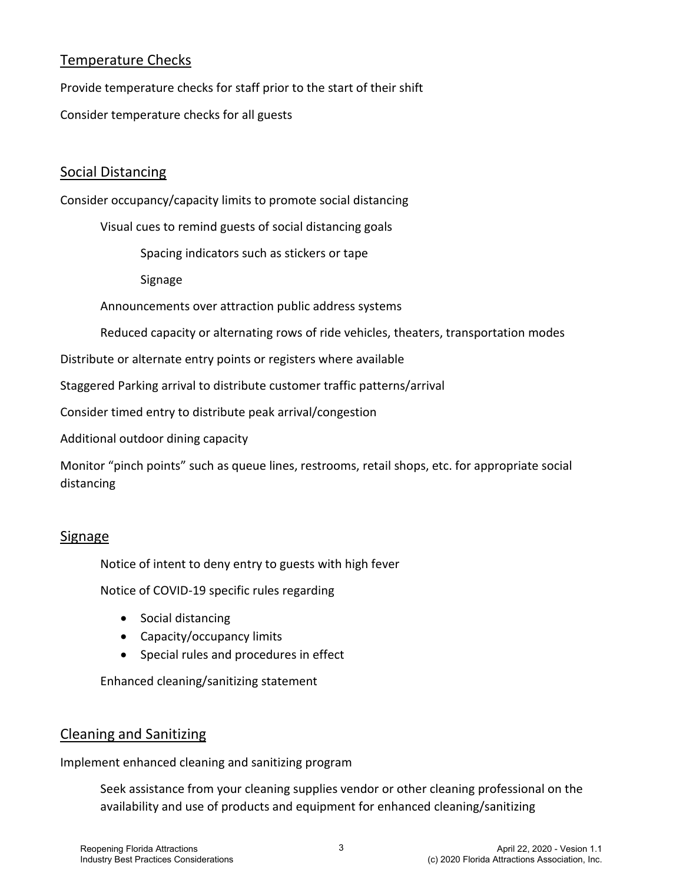## Temperature Checks

Provide temperature checks for staff prior to the start of their shift

Consider temperature checks for all guests

## Social Distancing

Consider occupancy/capacity limits to promote social distancing

- Visual cues to remind guests of social distancing goals
    - Spacing indicators such as stickers or tape
    - Signage
- Announcements over attraction public address systems
- Reduced capacity or alternating rows of ride vehicles, theaters, transportation modes

Distribute or alternate entry points or registers where available

Staggered Parking arrival to distribute customer traffic patterns/arrival

Consider timed entry to distribute peak arrival/congestion

Additional outdoor dining capacity

Monitor "pinch points" such as queue lines, restrooms, retail shops, etc. for appropriate social distancing

## Signage

Notice of intent to deny entry to guests with high fever

Notice of COVID-19 specific rules regarding

- Social distancing
- Capacity/occupancy limits
- Special rules and procedures in effect

Enhanced cleaning/sanitizing statement

## Cleaning and Sanitizing

Implement enhanced cleaning and sanitizing program

Seek assistance from your cleaning supplies vendor or other cleaning professional on the availability and use of products and equipment for enhanced cleaning/sanitizing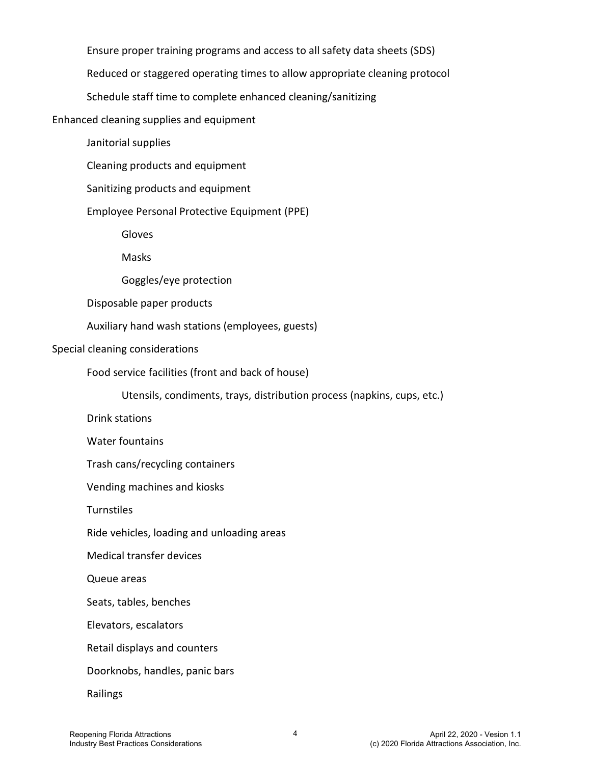- Ensure proper training programs and access to all safety data sheets (SDS)
- Reduced or staggered operating times to allow appropriate cleaning protocol
- Schedule staff time to complete enhanced cleaning/sanitizing

Enhanced cleaning supplies and equipment

- Janitorial supplies
- Cleaning products and equipment
- Sanitizing products and equipment
- Employee Personal Protective Equipment (PPE)
  - Gloves
  - Masks
  - Goggles/eye protection
- Disposable paper products
- Auxiliary hand wash stations (employees, guests)

Special cleaning considerations

- Food service facilities (front and back of house)
  - Utensils, condiments, trays, distribution process (napkins, cups, etc.)
- Drink stations
- Water fountains
- Trash cans/recycling containers
- Vending machines and kiosks
- Turnstiles
- Ride vehicles, loading and unloading areas
- Medical transfer devices
- Queue areas
- Seats, tables, benches
- Elevators, escalators
- Retail displays and counters
- Doorknobs, handles, panic bars
- Railings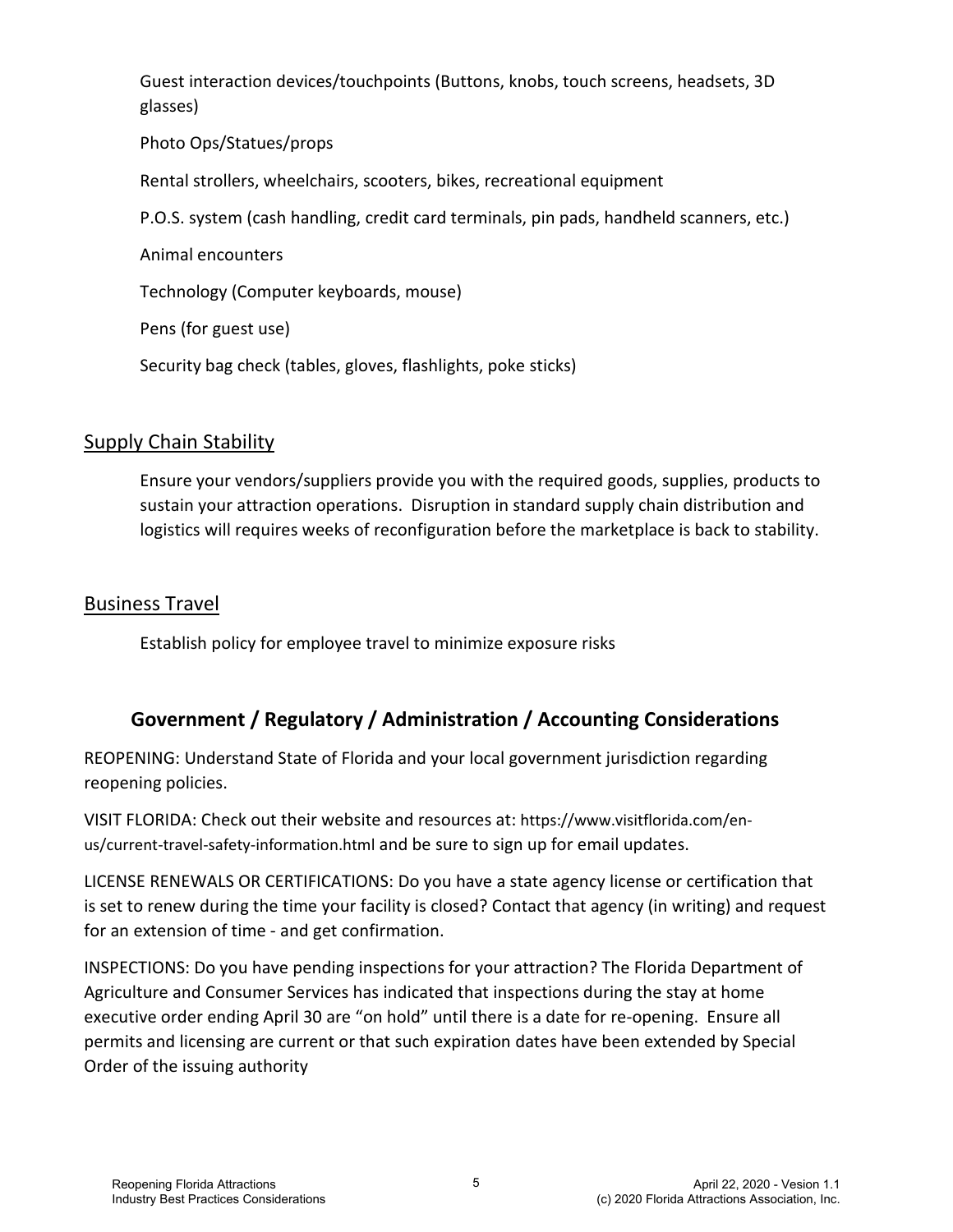Guest interaction devices/touchpoints (Buttons, knobs, touch screens, headsets, 3D glasses)

Photo Ops/Statues/props

Rental strollers, wheelchairs, scooters, bikes, recreational equipment

P.O.S. system (cash handling, credit card terminals, pin pads, handheld scanners, etc.)

Animal encounters

Technology (Computer keyboards, mouse)

Pens (for guest use)

Security bag check (tables, gloves, flashlights, poke sticks)

## Supply Chain Stability

Ensure your vendors/suppliers provide you with the required goods, supplies, products to sustain your attraction operations. Disruption in standard supply chain distribution and logistics will requires weeks of reconfiguration before the marketplace is back to stability.

## Business Travel

Establish policy for employee travel to minimize exposure risks

## Government / Regulatory / Administration / Accounting Considerations

REOPENING: Understand State of Florida and your local government jurisdiction regarding reopening policies.

VISIT FLORIDA: Check out their website and resources at: https://www.visitflorida.com/en-us/current-travel-safety-information.html and be sure to sign up for email updates.

LICENSE RENEWALS OR CERTIFICATIONS: Do you have a state agency license or certification that is set to renew during the time your facility is closed? Contact that agency (in writing) and request for an extension of time - and get confirmation.

INSPECTIONS: Do you have pending inspections for your attraction? The Florida Department of Agriculture and Consumer Services has indicated that inspections during the stay at home executive order ending April 30 are "on hold" until there is a date for re-opening. Ensure all permits and licensing are current or that such expiration dates have been extended by Special Order of the issuing authority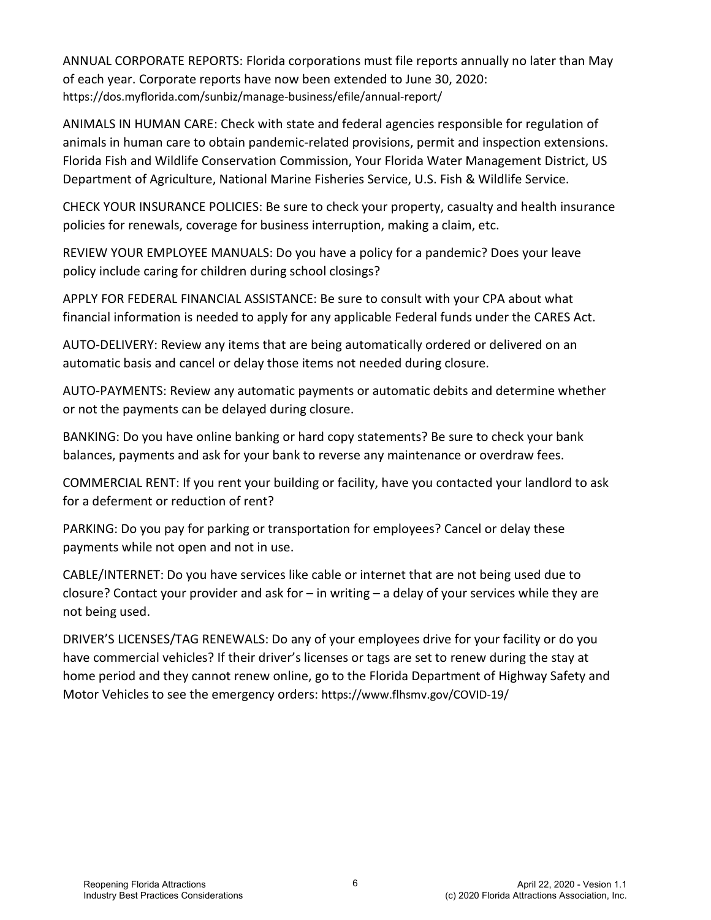ANNUAL CORPORATE REPORTS: Florida corporations must file reports annually no later than May of each year. Corporate reports have now been extended to June 30, 2020: https://dos.myflorida.com/sunbiz/manage-business/efile/annual-report/

ANIMALS IN HUMAN CARE: Check with state and federal agencies responsible for regulation of animals in human care to obtain pandemic-related provisions, permit and inspection extensions. Florida Fish and Wildlife Conservation Commission, Your Florida Water Management District, US Department of Agriculture, National Marine Fisheries Service, U.S. Fish & Wildlife Service.

CHECK YOUR INSURANCE POLICIES: Be sure to check your property, casualty and health insurance policies for renewals, coverage for business interruption, making a claim, etc.

REVIEW YOUR EMPLOYEE MANUALS: Do you have a policy for a pandemic? Does your leave policy include caring for children during school closings?

APPLY FOR FEDERAL FINANCIAL ASSISTANCE: Be sure to consult with your CPA about what financial information is needed to apply for any applicable Federal funds under the CARES Act.

AUTO-DELIVERY: Review any items that are being automatically ordered or delivered on an automatic basis and cancel or delay those items not needed during closure.

AUTO-PAYMENTS: Review any automatic payments or automatic debits and determine whether or not the payments can be delayed during closure.

BANKING: Do you have online banking or hard copy statements? Be sure to check your bank balances, payments and ask for your bank to reverse any maintenance or overdraw fees.

COMMERCIAL RENT: If you rent your building or facility, have you contacted your landlord to ask for a deferment or reduction of rent?

PARKING: Do you pay for parking or transportation for employees? Cancel or delay these payments while not open and not in use.

CABLE/INTERNET: Do you have services like cable or internet that are not being used due to closure? Contact your provider and ask for – in writing – a delay of your services while they are not being used.

DRIVER'S LICENSES/TAG RENEWALS: Do any of your employees drive for your facility or do you have commercial vehicles? If their driver's licenses or tags are set to renew during the stay at home period and they cannot renew online, go to the Florida Department of Highway Safety and Motor Vehicles to see the emergency orders: https://www.flhsmv.gov/COVID-19/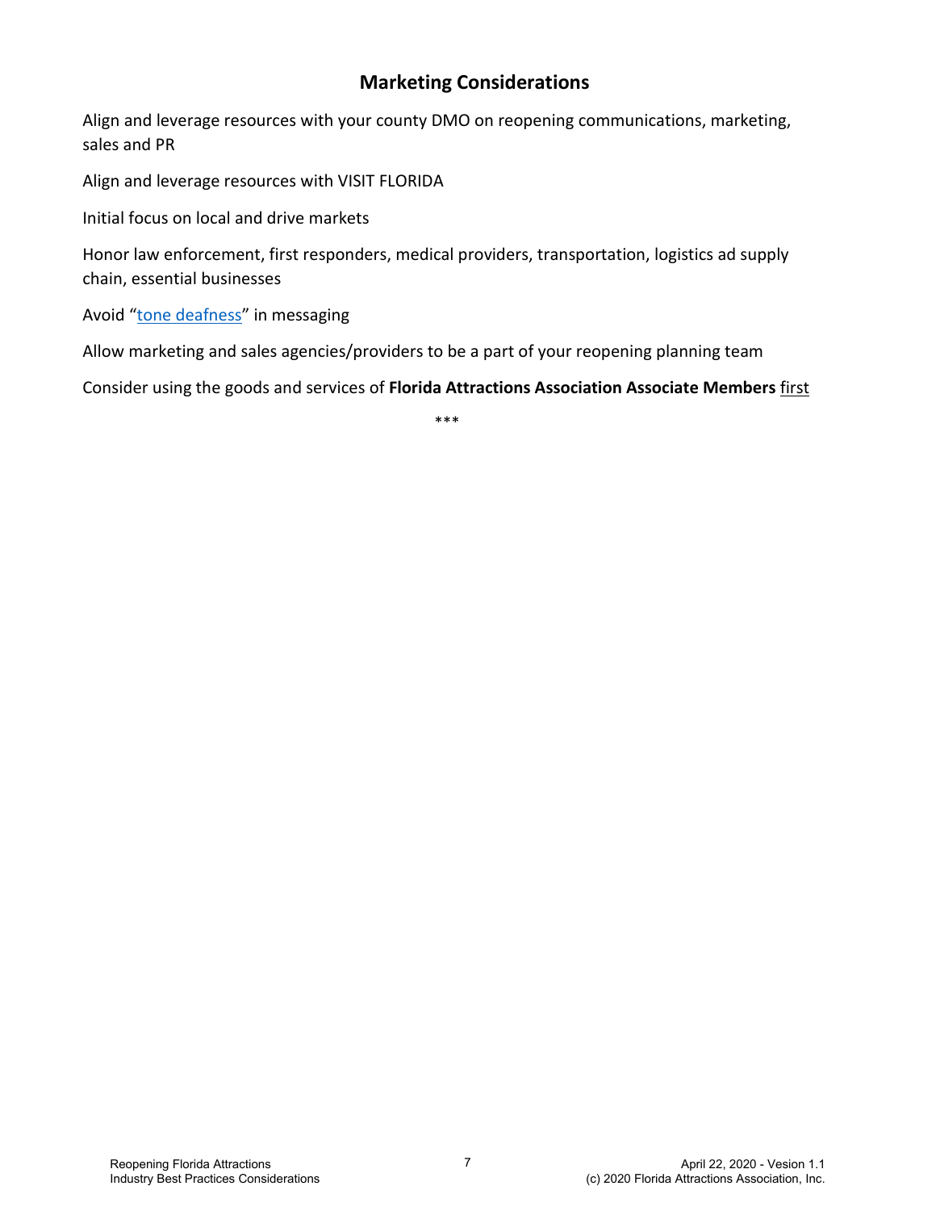## Marketing Considerations

Align and leverage resources with your county DMO on reopening communications, marketing, sales and PR

Align and leverage resources with VISIT FLORIDA

Initial focus on local and drive markets

Honor law enforcement, first responders, medical providers, transportation, logistics ad supply chain, essential businesses

Avoid "tone deafness" in messaging

Allow marketing and sales agencies/providers to be a part of your reopening planning team

Consider using the goods and services of **Florida Attractions Association Associate Members** first

***